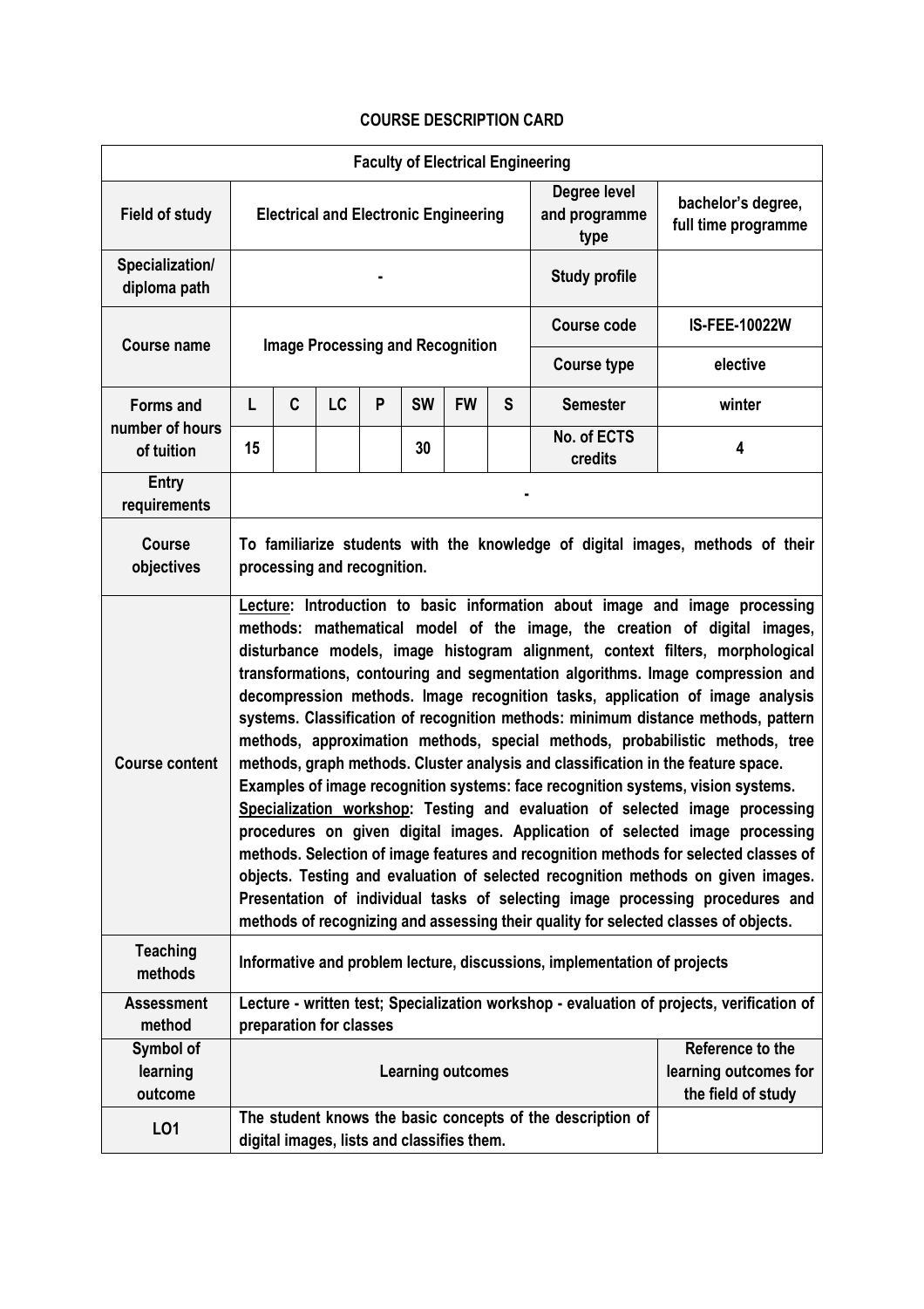# COURSE DESCRIPTION CARD

| Faculty of Electrical Engineering | | | | | | | | | |
|---|---|---|---|---|---|---|---|---|---|
| **Field of study** | **Electrical and Electronic Engineering** | | | | | | | **Degree level and programme type** | **bachelor's degree, full time programme** |
| **Specialization/ diploma path** | **-** | | | | | | | **Study profile** | |
| **Course name** | **Image Processing and Recognition** | | | | | | | **Course code** | **IS-FEE-10022W** |
| | | | | | | | | **Course type** | **elective** |
| **Forms and number of hours of tuition** | **L** | **C** | **LC** | **P** | **SW** | **FW** | **S** | **Semester** | **winter** |
| | **15** | | | | **30** | | | **No. of ECTS credits** | **4** |
| **Entry requirements** | **-** | | | | | | | | |
| **Course objectives** | **To familiarize students with the knowledge of digital images, methods of their processing and recognition.** | | | | | | | | |
| **Course content** | **Lecture: Introduction to basic information about image and image processing methods: mathematical model of the image, the creation of digital images, disturbance models, image histogram alignment, context filters, morphological transformations, contouring and segmentation algorithms. Image compression and decompression methods. Image recognition tasks, application of image analysis systems. Classification of recognition methods: minimum distance methods, pattern methods, approximation methods, special methods, probabilistic methods, tree methods, graph methods. Cluster analysis and classification in the feature space. Examples of image recognition systems: face recognition systems, vision systems. Specialization workshop: Testing and evaluation of selected image processing procedures on given digital images. Application of selected image processing methods. Selection of image features and recognition methods for selected classes of objects. Testing and evaluation of selected recognition methods on given images. Presentation of individual tasks of selecting image processing procedures and methods of recognizing and assessing their quality for selected classes of objects.** | | | | | | | | |
| **Teaching methods** | **Informative and problem lecture, discussions, implementation of projects** | | | | | | | | |
| **Assessment method** | **Lecture - written test; Specialization workshop - evaluation of projects, verification of preparation for classes** | | | | | | | | |
| **Symbol of learning outcome** | **Learning outcomes** | | | | | | | | **Reference to the learning outcomes for the field of study** |
| **LO1** | **The student knows the basic concepts of the description of digital images, lists and classifies them.** | | | | | | | | |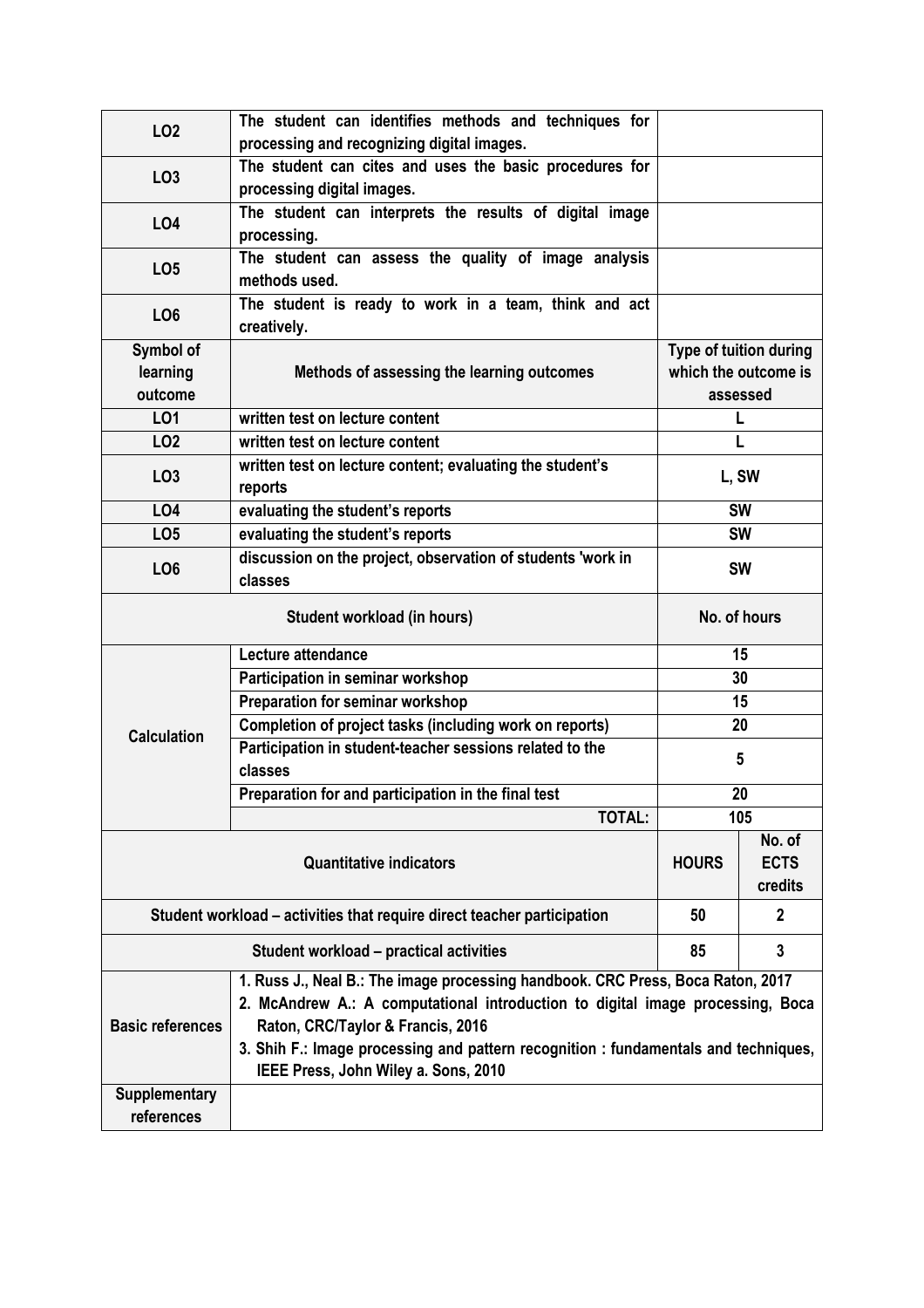| | | |
|---|---|---|
| **LO2** | **The student can identifies methods and techniques for processing and recognizing digital images.** | |
| **LO3** | **The student can cites and uses the basic procedures for processing digital images.** | |
| **LO4** | **The student can interprets the results of digital image processing.** | |
| **LO5** | **The student can assess the quality of image analysis methods used.** | |
| **LO6** | **The student is ready to work in a team, think and act creatively.** | |

| Symbol of learning outcome | Methods of assessing the learning outcomes | Type of tuition during which the outcome is assessed |
|---|---|---|
| **LO1** | **written test on lecture content** | **L** |
| **LO2** | **written test on lecture content** | **L** |
| **LO3** | **written test on lecture content; evaluating the student's reports** | **L, SW** |
| **LO4** | **evaluating the student's reports** | **SW** |
| **LO5** | **evaluating the student's reports** | **SW** |
| **LO6** | **discussion on the project, observation of students 'work in classes** | **SW** |

| Student workload (in hours) | | No. of hours |
|---|---|---|
| **Calculation** | **Lecture attendance** | **15** |
| | **Participation in seminar workshop** | **30** |
| | **Preparation for seminar workshop** | **15** |
| | **Completion of project tasks (including work on reports)** | **20** |
| | **Participation in student-teacher sessions related to the classes** | **5** |
| | **Preparation for and participation in the final test** | **20** |
| | **TOTAL:** | **105** |

| Quantitative indicators | HOURS | No. of ECTS credits |
|---|---|---|
| **Student workload – activities that require direct teacher participation** | **50** | **2** |
| **Student workload – practical activities** | **85** | **3** |

| | |
|---|---|
| **Basic references** | **1. Russ J., Neal B.: The image processing handbook. CRC Press, Boca Raton, 2017**<br>**2. McAndrew A.: A computational introduction to digital image processing, Boca Raton, CRC/Taylor & Francis, 2016**<br>**3. Shih F.: Image processing and pattern recognition : fundamentals and techniques, IEEE Press, John Wiley a. Sons, 2010** |
| **Supplementary references** | |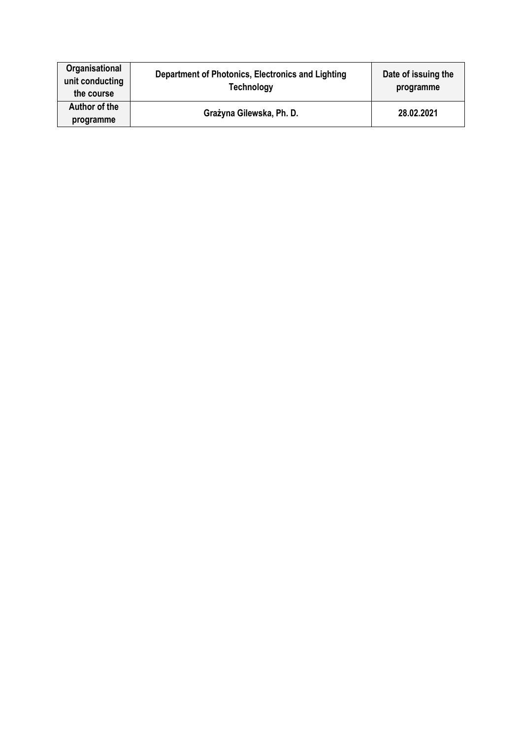| Organisational unit conducting the course | Department of Photonics, Electronics and Lighting Technology | Date of issuing the programme |
| --- | --- | --- |
| Author of the programme | Grażyna Gilewska, Ph. D. | 28.02.2021 |